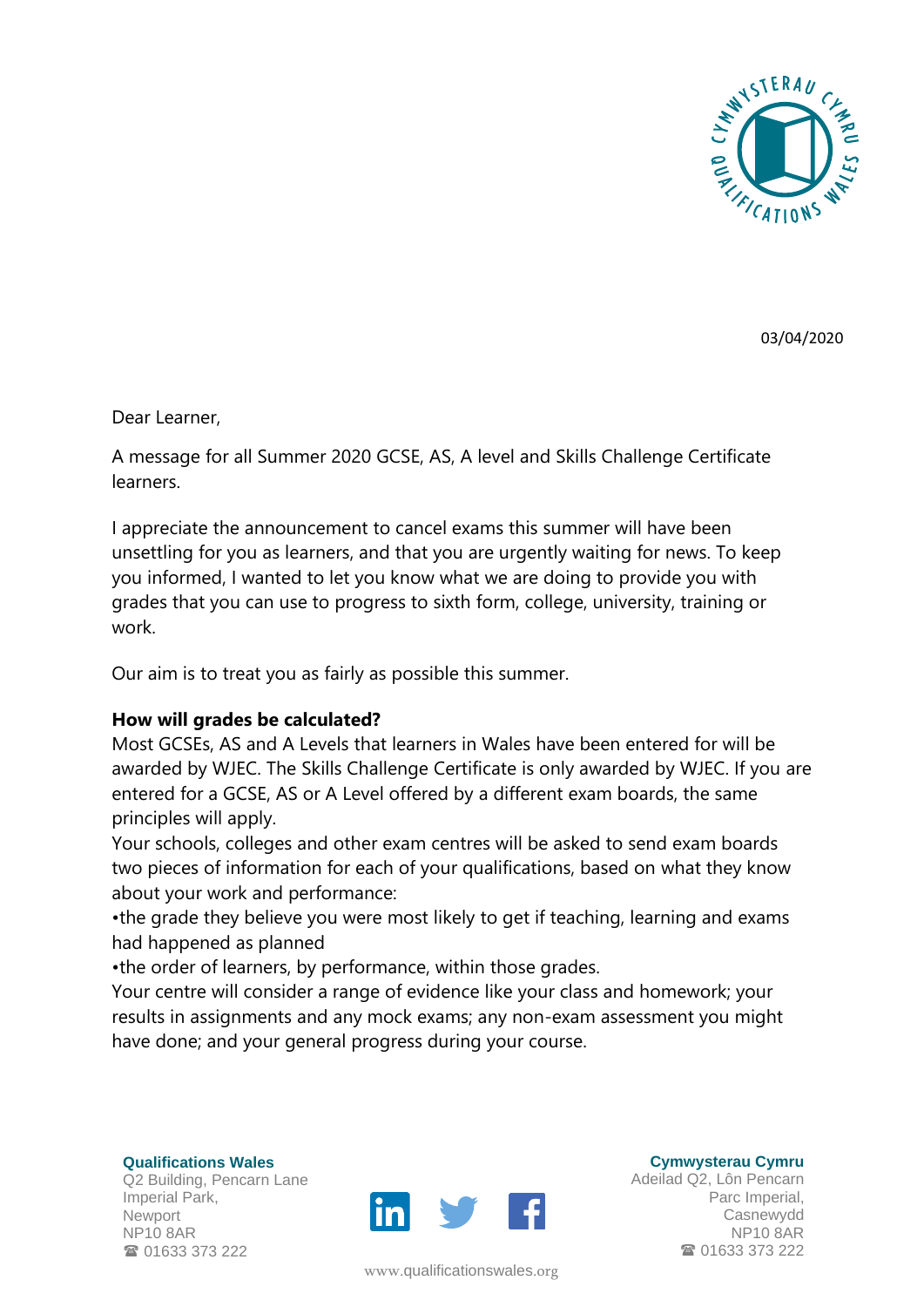03/04/2020

Dear Learner,

A message for all Summer 2020 GCSE, AS, A level and Skills Challenge Certificate learners.

I appreciate the announcement to cancel exams this summer will have been unsettling for you as learners, and that you are urgently waiting for news. To keep you informed, I wanted to let you know what we are doing to provide you with grades that you can use to progress to sixth form, college, university, training or work.

Our aim is to treat you as fairly as possible this summer.

**How will grades be calculated?**

Most GCSEs, AS and A Levels that learners in Wales have been entered for will be awarded by WJEC. The Skills Challenge Certificate is only awarded by WJEC. If you are entered for a GCSE, AS or A Level offered by a different exam boards, the same principles will apply.

Your schools, colleges and other exam centres will be asked to send exam boards two pieces of information for each of your qualifications, based on what they know about your work and performance:

- the grade they believe you were most likely to get if teaching, learning and exams had happened as planned
- the order of learners, by performance, within those grades.

Your centre will consider a range of evidence like your class and homework; your results in assignments and any mock exams; any non-exam assessment you might have done; and your general progress during your course.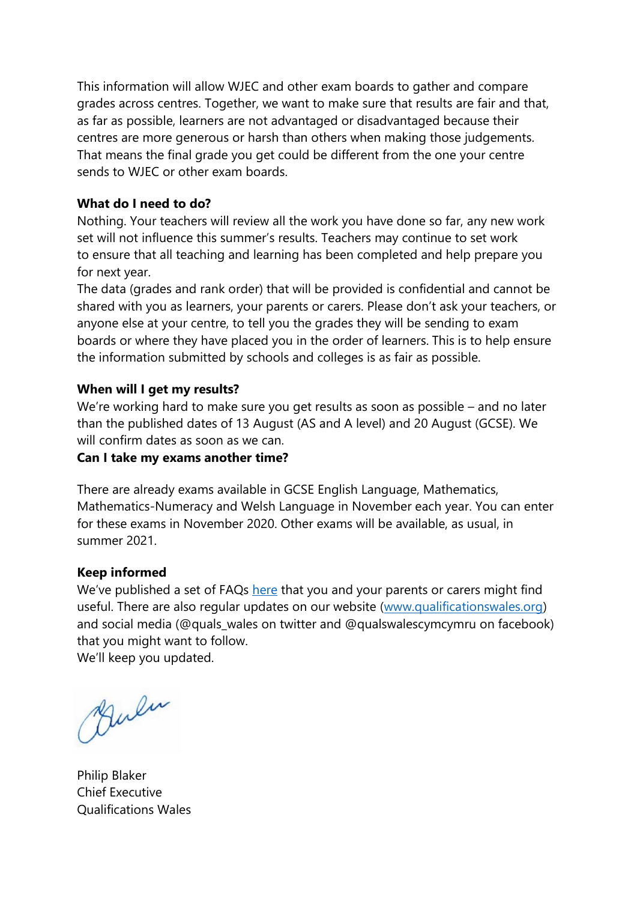This information will allow WJEC and other exam boards to gather and compare grades across centres. Together, we want to make sure that results are fair and that, as far as possible, learners are not advantaged or disadvantaged because their centres are more generous or harsh than others when making those judgements. That means the final grade you get could be different from the one your centre sends to WJEC or other exam boards.

**What do I need to do?**

Nothing. Your teachers will review all the work you have done so far, any new work set will not influence this summer's results. Teachers may continue to set work to ensure that all teaching and learning has been completed and help prepare you for next year.

The data (grades and rank order) that will be provided is confidential and cannot be shared with you as learners, your parents or carers. Please don't ask your teachers, or anyone else at your centre, to tell you the grades they will be sending to exam boards or where they have placed you in the order of learners. This is to help ensure the information submitted by schools and colleges is as fair as possible.

**When will I get my results?**

We're working hard to make sure you get results as soon as possible – and no later than the published dates of 13 August (AS and A level) and 20 August (GCSE). We will confirm dates as soon as we can.

**Can I take my exams another time?**

There are already exams available in GCSE English Language, Mathematics, Mathematics-Numeracy and Welsh Language in November each year. You can enter for these exams in November 2020. Other exams will be available, as usual, in summer 2021.

**Keep informed**

We've published a set of FAQs here that you and your parents or carers might find useful. There are also regular updates on our website (www.qualificationswales.org) and social media (@quals_wales on twitter and @qualswalescymcymru on facebook) that you might want to follow.

We'll keep you updated.

Philip Blaker
Chief Executive
Qualifications Wales